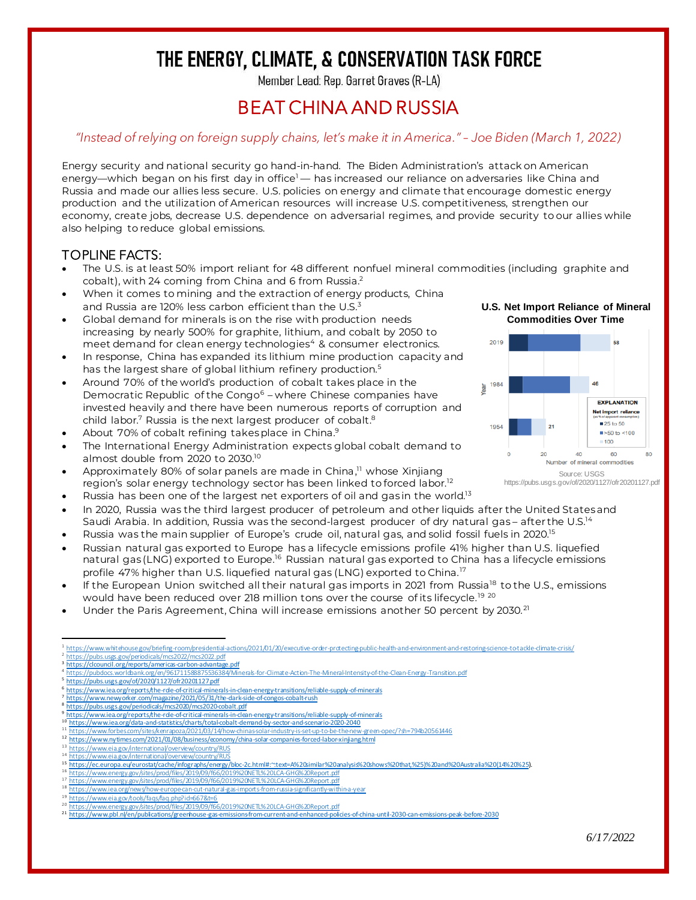# THE ENERGY, CLIMATE, & CONSERVATION TASK FORCE

Member Lead: Rep. Garret Graves (R-LA)

## BEAT CHINA AND RUSSIA

*"Instead of relying on foreign supply chains, let's make it in America." – Joe Biden (March 1, 2022)*

Energy security and national security go hand-in-hand. The Biden Administration's attack on American energy—which began on his first day in office[1] — has increased our reliance on adversaries like China and Russia and made our allies less secure. U.S. policies on energy and climate that encourage domestic energy production and the utilization of American resources will increase U.S. competitiveness, strengthen our economy, create jobs, decrease U.S. dependence on adversarial regimes, and provide security to our allies while also helping to reduce global emissions.

### TOPLINE FACTS:

- The U.S. is at least 50% import reliant for 48 different nonfuel mineral commodities (including graphite and cobalt), with 24 coming from China and 6 from Russia.[2]
- When it comes to mining and the extraction of energy products, China and Russia are 120% less carbon efficient than the U.S.[3]
- Global demand for minerals is on the rise with production needs increasing by nearly 500% for graphite, lithium, and cobalt by 2050 to meet demand for clean energy technologies[4] & consumer electronics.
- In response, China has expanded its lithium mine production capacity and has the largest share of global lithium refinery production.[5]
- Around 70% of the world's production of cobalt takes place in the Democratic Republic of the Congo[6] – where Chinese companies have invested heavily and there have been numerous reports of corruption and child labor.[7] Russia is the next largest producer of cobalt.[8]
- About 70% of cobalt refining takes place in China.[9]
- The International Energy Administration expects global cobalt demand to almost double from 2020 to 2030.[10]
- Approximately 80% of solar panels are made in China,[11] whose Xinjiang region's solar energy technology sector has been linked to forced labor.[12]
- Russia has been one of the largest net exporters of oil and gas in the world.[13]
- In 2020, Russia was the third largest producer of petroleum and other liquids after the United States and Saudi Arabia. In addition, Russia was the second-largest producer of dry natural gas – after the U.S.[14]
- Russia was the main supplier of Europe's crude oil, natural gas, and solid fossil fuels in 2020.[15]
- Russian natural gas exported to Europe has a lifecycle emissions profile 41% higher than U.S. liquefied natural gas (LNG) exported to Europe.[16] Russian natural gas exported to China has a lifecycle emissions profile 47% higher than U.S. liquefied natural gas (LNG) exported to China.[17]
- If the European Union switched all their natural gas imports in 2021 from Russia[18] to the U.S., emissions would have been reduced over 218 million tons over the course of its lifecycle.[19] [20]
- Under the Paris Agreement, China will increase emissions another 50 percent by 2030.[21]

**U.S. Net Import Reliance of Mineral Commodities Over Time**

| Year | Number of mineral commodities (total) |
|---|---|
| 2019 | 58 |
| 1984 | 46 |
| 1954 | 21 |

Explanation — Net import reliance (as % of apparent consumption): 25 to 50; >50 to <100; 100

Source: USGS
https://pubs.usgs.gov/of/2020/1127/ofr20201127.pdf

---

[1] https://www.whitehouse.gov/briefing-room/presidential-actions/2021/01/20/executive-order-protecting-public-health-and-environment-and-restoring-science-to-tackle-climate-crisis/
[2] https://pubs.usgs.gov/periodicals/mcs2022/mcs2022.pdf
[3] https://clcouncil.org/reports/americas-carbon-advantage.pdf
[4] https://pubdocs.worldbank.org/en/961711588875536384/Minerals-for-Climate-Action-The-Mineral-Intensity-of-the-Clean-Energy-Transition.pdf
[5] https://pubs.usgs.gov/of/2020/1127/ofr20201127.pdf
[6] https://www.iea.org/reports/the-role-of-critical-minerals-in-clean-energy-transitions/reliable-supply-of-minerals
[7] https://www.newyorker.com/magazine/2021/05/31/the-dark-side-of-congos-cobalt-rush
[8] https://pubs.usgs.gov/periodicals/mcs2020/mcs2020-cobalt.pdf
[9] https://www.iea.org/reports/the-role-of-critical-minerals-in-clean-energy-transitions/reliable-supply-of-minerals
[10] https://www.iea.org/data-and-statistics/charts/total-cobalt-demand-by-sector-and-scenario-2020-2040
[11] https://www.forbes.com/sites/kenrapoza/2021/03/14/how-chinas-solar-industry-is-set-up-to-be-the-new-green-opec/?sh=794b20561446
[12] https://www.nytimes.com/2021/01/08/business/economy/china-solar-companies-forced-labor-xinjiang.html
[13] https://www.eia.gov/international/overview/country/RUS
[14] https://www.eia.gov/international/overview/country/RUS
[15] https://ec.europa.eu/eurostat/cache/infographs/energy/bloc-2c.html#:~:text=A%20similar%20analysis%20shows%20that,%25)%20and%20Australia%20(14%20%25).
[16] https://www.energy.gov/sites/prod/files/2019/09/f66/2019%20NETL%20LCA-GHG%20Report.pdf
[17] https://www.energy.gov/sites/prod/files/2019/09/f66/2019%20NETL%20LCA-GHG%20Report.pdf
[18] https://www.iea.org/news/how-europe-can-cut-natural-gas-imports-from-russia-significantly-within-a-year
[19] https://www.eia.gov/tools/faqs/faq.php?id=667&t=6
[20] https://www.energy.gov/sites/prod/files/2019/09/f66/2019%20NETL%20LCA-GHG%20Report.pdf
[21] https://www.pbl.nl/en/publications/greenhouse-gas-emissions-from-current-and-enhanced-policies-of-china-until-2030-can-emissions-peak-before-2030

*6/17/2022*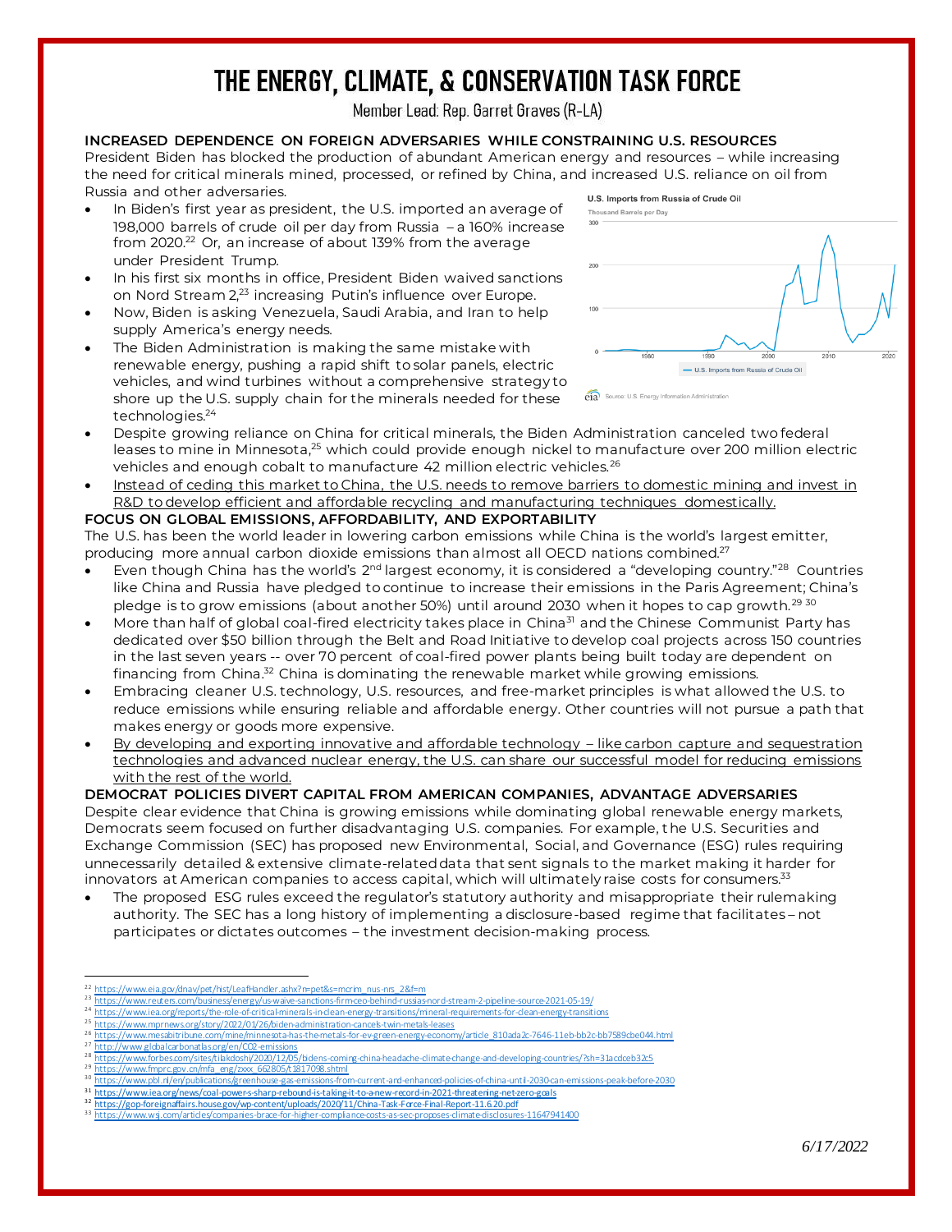# THE ENERGY, CLIMATE, & CONSERVATION TASK FORCE

Member Lead: Rep. Garret Graves (R-LA)

**INCREASED DEPENDENCE ON FOREIGN ADVERSARIES WHILE CONSTRAINING U.S. RESOURCES**

President Biden has blocked the production of abundant American energy and resources – while increasing the need for critical minerals mined, processed, or refined by China, and increased U.S. reliance on oil from Russia and other adversaries.

- In Biden's first year as president, the U.S. imported an average of 198,000 barrels of crude oil per day from Russia – a 160% increase from 2020.[22] Or, an increase of about 139% from the average under President Trump.
- In his first six months in office, President Biden waived sanctions on Nord Stream 2,[23] increasing Putin's influence over Europe.
- Now, Biden is asking Venezuela, Saudi Arabia, and Iran to help supply America's energy needs.
- The Biden Administration is making the same mistake with renewable energy, pushing a rapid shift to solar panels, electric vehicles, and wind turbines without a comprehensive strategy to shore up the U.S. supply chain for the minerals needed for these technologies.[24]
- Despite growing reliance on China for critical minerals, the Biden Administration canceled two federal leases to mine in Minnesota,[25] which could provide enough nickel to manufacture over 200 million electric vehicles and enough cobalt to manufacture 42 million electric vehicles.[26]
- Instead of ceding this market to China, the U.S. needs to remove barriers to domestic mining and invest in R&D to develop efficient and affordable recycling and manufacturing techniques domestically.

U.S. Imports from Russia of Crude Oil
Thousand Barrels per Day

Source: U.S. Energy Information Administration

**FOCUS ON GLOBAL EMISSIONS, AFFORDABILITY, AND EXPORTABILITY**

The U.S. has been the world leader in lowering carbon emissions while China is the world's largest emitter, producing more annual carbon dioxide emissions than almost all OECD nations combined.[27]

- Even though China has the world's 2nd largest economy, it is considered a "developing country."[28] Countries like China and Russia have pledged to continue to increase their emissions in the Paris Agreement; China's pledge is to grow emissions (about another 50%) until around 2030 when it hopes to cap growth.[29] [30]
- More than half of global coal-fired electricity takes place in China[31] and the Chinese Communist Party has dedicated over $50 billion through the Belt and Road Initiative to develop coal projects across 150 countries in the last seven years -- over 70 percent of coal-fired power plants being built today are dependent on financing from China.[32] China is dominating the renewable market while growing emissions.
- Embracing cleaner U.S. technology, U.S. resources, and free-market principles is what allowed the U.S. to reduce emissions while ensuring reliable and affordable energy. Other countries will not pursue a path that makes energy or goods more expensive.
- By developing and exporting innovative and affordable technology – like carbon capture and sequestration technologies and advanced nuclear energy, the U.S. can share our successful model for reducing emissions with the rest of the world.

**DEMOCRAT POLICIES DIVERT CAPITAL FROM AMERICAN COMPANIES, ADVANTAGE ADVERSARIES**

Despite clear evidence that China is growing emissions while dominating global renewable energy markets, Democrats seem focused on further disadvantaging U.S. companies. For example, the U.S. Securities and Exchange Commission (SEC) has proposed new Environmental, Social, and Governance (ESG) rules requiring unnecessarily detailed & extensive climate-related data that sent signals to the market making it harder for innovators at American companies to access capital, which will ultimately raise costs for consumers.[33]

- The proposed ESG rules exceed the regulator's statutory authority and misappropriate their rulemaking authority. The SEC has a long history of implementing a disclosure-based regime that facilitates – not participates or dictates outcomes – the investment decision-making process.

---

[22] https://www.eia.gov/dnav/pet/hist/LeafHandler.ashx?n=pet&s=mcrim_nus-nrs_2&f=m
[23] https://www.reuters.com/business/energy/us-waive-sanctions-firm-ceo-behind-russias-nord-stream-2-pipeline-source-2021-05-19/
[24] https://www.iea.org/reports/the-role-of-critical-minerals-in-clean-energy-transitions/mineral-requirements-for-clean-energy-transitions
[25] https://www.mprnews.org/story/2022/01/26/biden-administration-cancels-twin-metals-leases
[26] https://www.mesabitribune.com/mine/minnesota-has-the-metals-for-ev-green-energy-economy/article_810ada2c-7646-11eb-bb2c-bb7589cbe044.html
[27] http://www.globalcarbonatlas.org/en/CO2-emissions
[28] https://www.forbes.com/sites/tilakdoshi/2020/12/05/bidens-coming-china-headache-climate-change-and-developing-countries/?sh=31acdceb32c5
[29] https://www.fmprc.gov.cn/mfa_eng/zxxx_662805/t1817098.shtml
[30] https://www.pbl.nl/en/publications/greenhouse-gas-emissions-from-current-and-enhanced-policies-of-china-until-2030-can-emissions-peak-before-2030
[31] https://www.iea.org/news/coal-power-s-sharp-rebound-is-taking-it-to-a-new-record-in-2021-threatening-net-zero-goals
[32] https://gop-foreignaffairs.house.gov/wp-content/uploads/2020/11/China-Task-Force-Final-Report-11.6.20.pdf
[33] https://www.wsj.com/articles/companies-brace-for-higher-compliance-costs-as-sec-proposes-climate-disclosures-11647941400

*6/17/2022*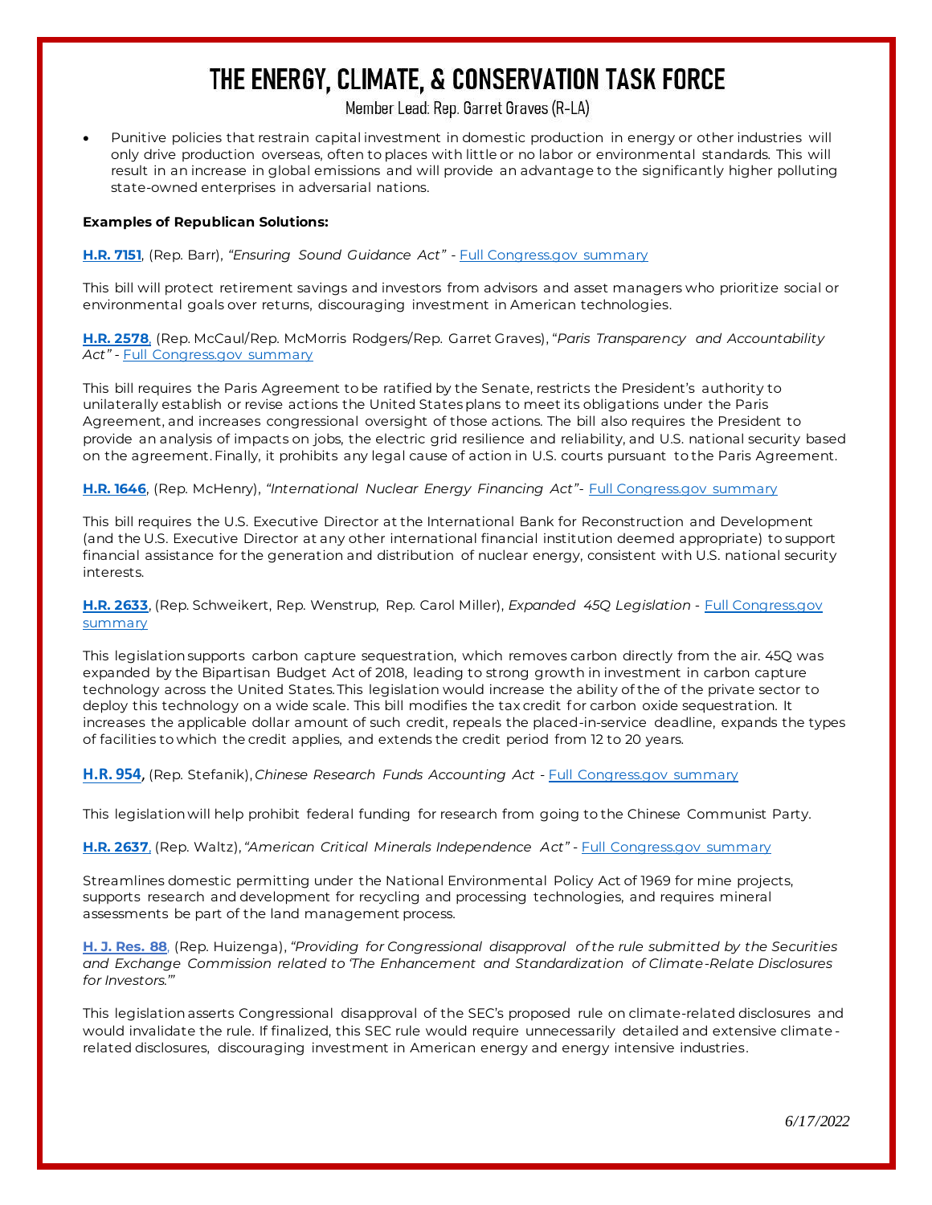# THE ENERGY, CLIMATE, & CONSERVATION TASK FORCE

Member Lead: Rep. Garret Graves (R-LA)

- Punitive policies that restrain capital investment in domestic production in energy or other industries will only drive production overseas, often to places with little or no labor or environmental standards. This will result in an increase in global emissions and will provide an advantage to the significantly higher polluting state-owned enterprises in adversarial nations.

**Examples of Republican Solutions:**

**H.R. 7151**, (Rep. Barr), *"Ensuring Sound Guidance Act"* - Full Congress.gov summary

This bill will protect retirement savings and investors from advisors and asset managers who prioritize social or environmental goals over returns, discouraging investment in American technologies.

**H.R. 2578**, (Rep. McCaul/Rep. McMorris Rodgers/Rep. Garret Graves), "*Paris Transparency and Accountability Act"* - Full Congress.gov summary

This bill requires the Paris Agreement to be ratified by the Senate, restricts the President's authority to unilaterally establish or revise actions the United States plans to meet its obligations under the Paris Agreement, and increases congressional oversight of those actions. The bill also requires the President to provide an analysis of impacts on jobs, the electric grid resilience and reliability, and U.S. national security based on the agreement. Finally, it prohibits any legal cause of action in U.S. courts pursuant to the Paris Agreement.

**H.R. 1646**, (Rep. McHenry), *"International Nuclear Energy Financing Act"*- Full Congress.gov summary

This bill requires the U.S. Executive Director at the International Bank for Reconstruction and Development (and the U.S. Executive Director at any other international financial institution deemed appropriate) to support financial assistance for the generation and distribution of nuclear energy, consistent with U.S. national security interests.

**H.R. 2633**, (Rep. Schweikert, Rep. Wenstrup, Rep. Carol Miller), *Expanded 45Q Legislation* - Full Congress.gov summary

This legislation supports carbon capture sequestration, which removes carbon directly from the air. 45Q was expanded by the Bipartisan Budget Act of 2018, leading to strong growth in investment in carbon capture technology across the United States. This legislation would increase the ability of the of the private sector to deploy this technology on a wide scale. This bill modifies the tax credit for carbon oxide sequestration. It increases the applicable dollar amount of such credit, repeals the placed-in-service deadline, expands the types of facilities to which the credit applies, and extends the credit period from 12 to 20 years.

**H.R. 954**, (Rep. Stefanik), *Chinese Research Funds Accounting Act* - Full Congress.gov summary

This legislation will help prohibit federal funding for research from going to the Chinese Communist Party.

**H.R. 2637**, (Rep. Waltz), *"American Critical Minerals Independence Act"* - Full Congress.gov summary

Streamlines domestic permitting under the National Environmental Policy Act of 1969 for mine projects, supports research and development for recycling and processing technologies, and requires mineral assessments be part of the land management process.

**H. J. Res. 88**, (Rep. Huizenga), *"Providing for Congressional disapproval of the rule submitted by the Securities and Exchange Commission related to 'The Enhancement and Standardization of Climate-Relate Disclosures for Investors.'"*

This legislation asserts Congressional disapproval of the SEC's proposed rule on climate-related disclosures and would invalidate the rule. If finalized, this SEC rule would require unnecessarily detailed and extensive climate-related disclosures, discouraging investment in American energy and energy intensive industries.

*6/17/2022*